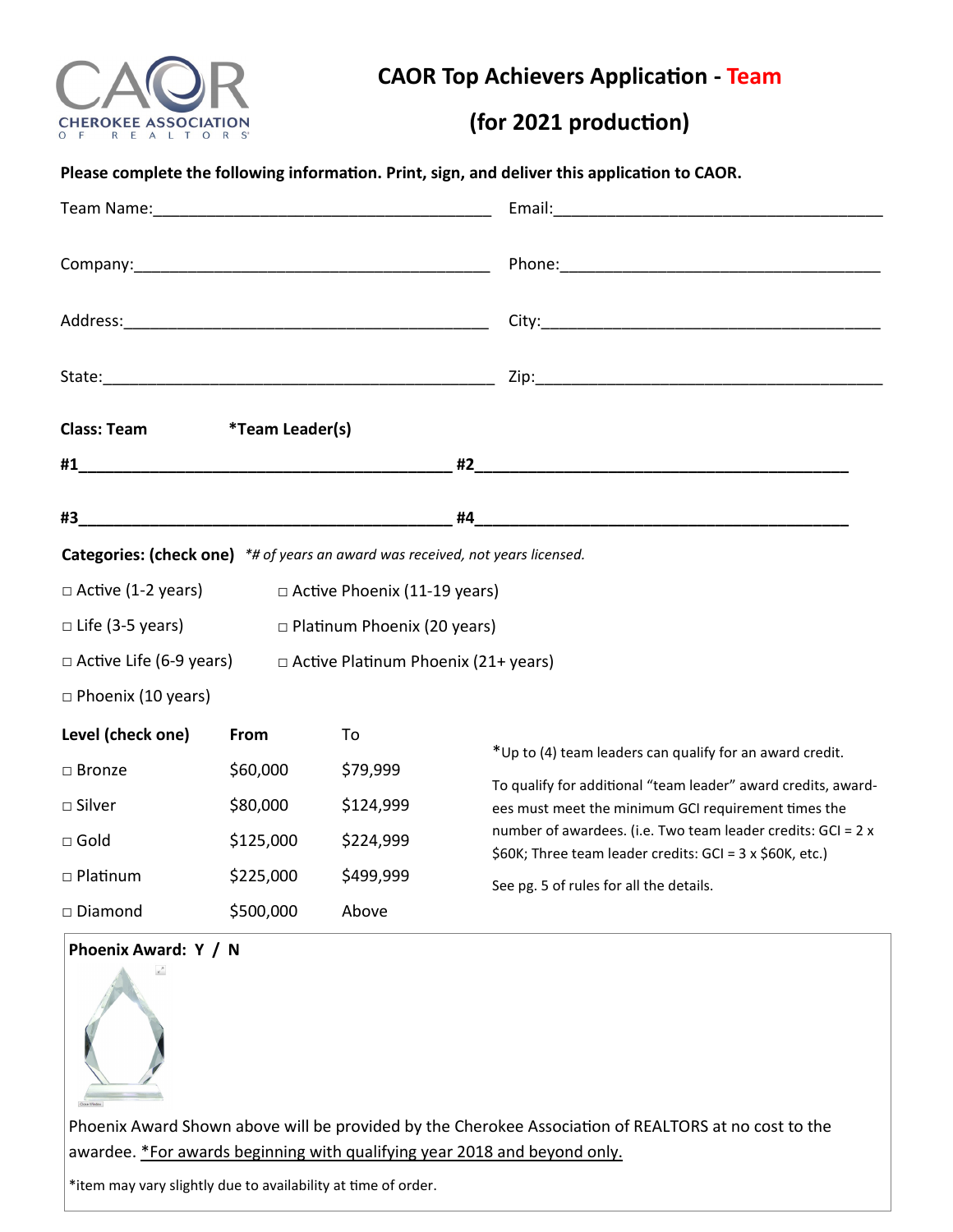# CAOR Top Achievers Application - Team

## (for 2021 production)

CHEROKEE ASSOCIATION OF REALTORS

**Please complete the following information. Print, sign, and deliver this application to CAOR.**

Team Name:______________________________________ Email:____________________________________

Company:_________________________________________ Phone:____________________________________

Address:__________________________________________ City:______________________________________

State:_____________________________________________ Zip:______________________________________

**Class: Team** **\*Team Leader(s)**

**#1**___________________________________________ **#2**___________________________________________

**#3**___________________________________________ **#4**___________________________________________

**Categories: (check one)** *\*# of years an award was received, not years licensed.*

□ Active (1-2 years) □ Active Phoenix (11-19 years)

□ Life (3-5 years) □ Platinum Phoenix (20 years)

□ Active Life (6-9 years) □ Active Platinum Phoenix (21+ years)

□ Phoenix (10 years)

| Level (check one) | From | To |
|---|---|---|
| □ Bronze | $60,000 | $79,999 |
| □ Silver | $80,000 | $124,999 |
| □ Gold | $125,000 | $224,999 |
| □ Platinum | $225,000 | $499,999 |
| □ Diamond | $500,000 | Above |

\*Up to (4) team leaders can qualify for an award credit.

To qualify for additional "team leader" award credits, awardees must meet the minimum GCI requirement times the number of awardees. (i.e. Two team leader credits: GCI = 2 x $60K; Three team leader credits: GCI = 3 x $60K, etc.)

See pg. 5 of rules for all the details.

**Phoenix Award: Y / N**

Phoenix Award Shown above will be provided by the Cherokee Association of REALTORS at no cost to the awardee. <u>\*For awards beginning with qualifying year 2018 and beyond only.</u>

\*item may vary slightly due to availability at time of order.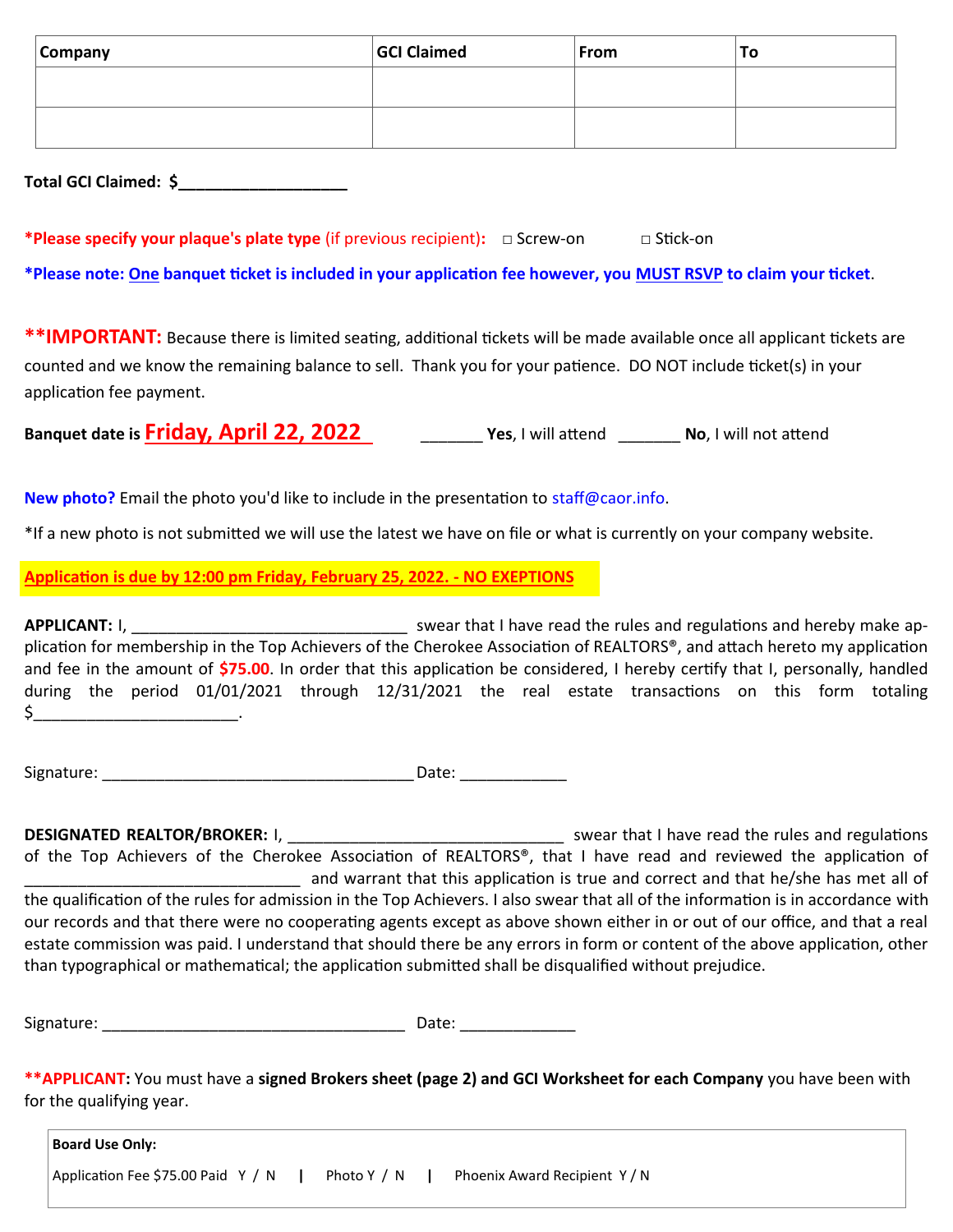| Company | GCI Claimed | From | To |
| --- | --- | --- | --- |
| | | | |
| | | | |

**Total GCI Claimed: $__________________**

***Please specify your plaque's plate type** (if previous recipient): ☐ Screw-on ☐ Stick-on

***Please note: One banquet ticket is included in your application fee however, you MUST RSVP to claim your ticket.**

****IMPORTANT:** Because there is limited seating, additional tickets will be made available once all applicant tickets are counted and we know the remaining balance to sell. Thank you for your patience. DO NOT include ticket(s) in your application fee payment.

**Banquet date is Friday, April 22, 2022** _______ **Yes**, I will attend _______ **No**, I will not attend

**New photo?** Email the photo you'd like to include in the presentation to staff@caor.info.

*If a new photo is not submitted we will use the latest we have on file or what is currently on your company website.

**Application is due by 12:00 pm Friday, February 25, 2022. - NO EXEPTIONS**

**APPLICANT:** I, ______________________________ swear that I have read the rules and regulations and hereby make application for membership in the Top Achievers of the Cherokee Association of REALTORS®, and attach hereto my application and fee in the amount of **$75.00**. In order that this application be considered, I hereby certify that I, personally, handled during the period 01/01/2021 through 12/31/2021 the real estate transactions on this form totaling $______________________.

Signature: ___________________________________ Date: ____________

**DESIGNATED REALTOR/BROKER:** I, ______________________________ swear that I have read the rules and regulations of the Top Achievers of the Cherokee Association of REALTORS®, that I have read and reviewed the application of ______________________________ and warrant that this application is true and correct and that he/she has met all of the qualification of the rules for admission in the Top Achievers. I also swear that all of the information is in accordance with our records and that there were no cooperating agents except as above shown either in or out of our office, and that a real estate commission was paid. I understand that should there be any errors in form or content of the above application, other than typographical or mathematical; the application submitted shall be disqualified without prejudice.

Signature: __________________________________ Date: _____________

****APPLICANT:** You must have a **signed Brokers sheet (page 2) and GCI Worksheet for each Company** you have been with for the qualifying year.

**Board Use Only:**

Application Fee $75.00 Paid Y / N | Photo Y / N | Phoenix Award Recipient Y / N